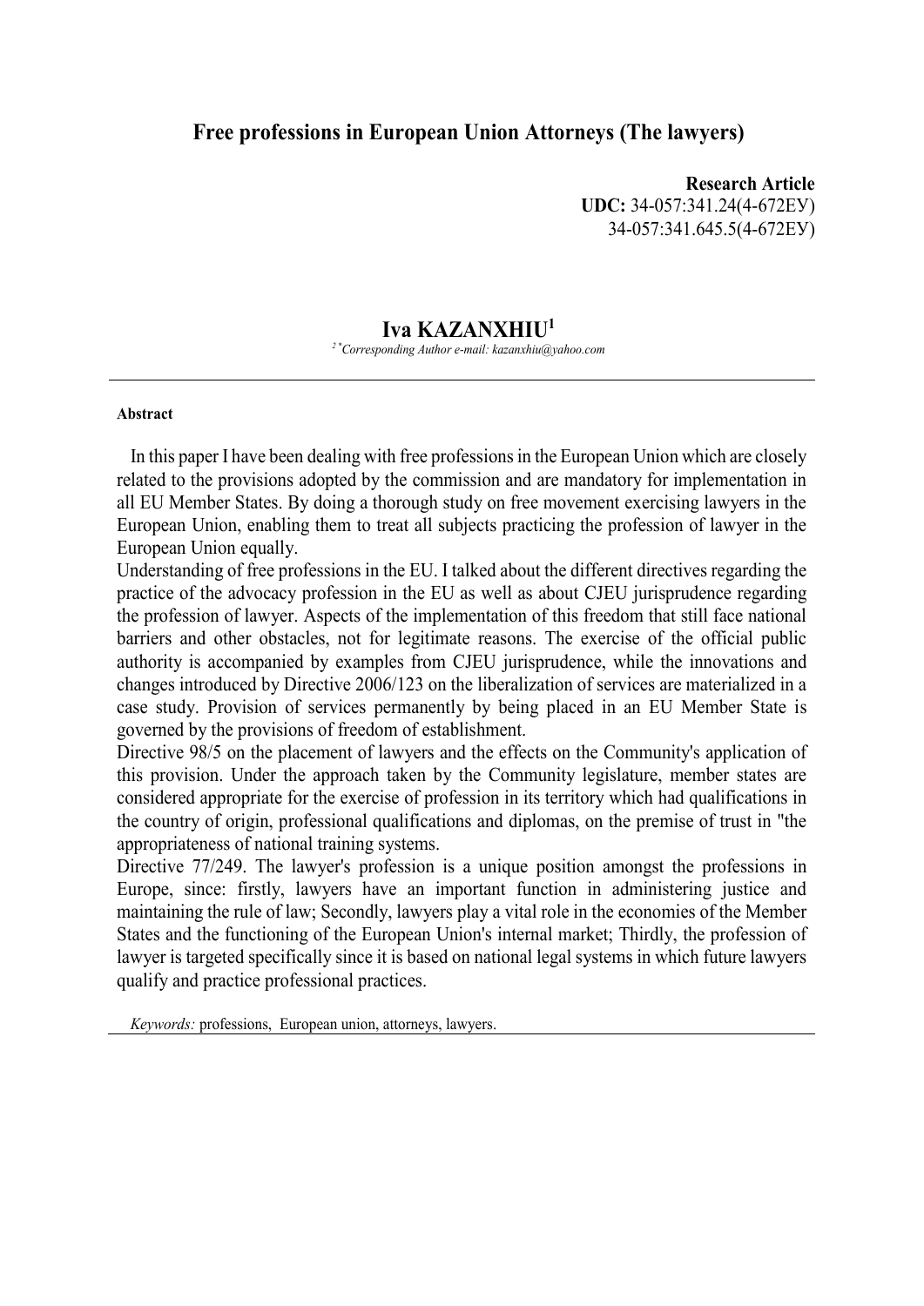# Free professions in European Union Attorneys (The lawyers)

**Research Article**
**UDC:** 34-057:341.24(4-672ЕУ)
34-057:341.645.5(4-672ЕУ)

## Iva KAZANXHIU[1]

*[2\*]Corresponding Author e-mail: kazanxhiu@yahoo.com*

---

**Abstract**

In this paper I have been dealing with free professions in the European Union which are closely related to the provisions adopted by the commission and are mandatory for implementation in all EU Member States. By doing a thorough study on free movement exercising lawyers in the European Union, enabling them to treat all subjects practicing the profession of lawyer in the European Union equally.

Understanding of free professions in the EU. I talked about the different directives regarding the practice of the advocacy profession in the EU as well as about CJEU jurisprudence regarding the profession of lawyer. Aspects of the implementation of this freedom that still face national barriers and other obstacles, not for legitimate reasons. The exercise of the official public authority is accompanied by examples from CJEU jurisprudence, while the innovations and changes introduced by Directive 2006/123 on the liberalization of services are materialized in a case study. Provision of services permanently by being placed in an EU Member State is governed by the provisions of freedom of establishment.

Directive 98/5 on the placement of lawyers and the effects on the Community's application of this provision. Under the approach taken by the Community legislature, member states are considered appropriate for the exercise of profession in its territory which had qualifications in the country of origin, professional qualifications and diplomas, on the premise of trust in "the appropriateness of national training systems.

Directive 77/249. The lawyer's profession is a unique position amongst the professions in Europe, since: firstly, lawyers have an important function in administering justice and maintaining the rule of law; Secondly, lawyers play a vital role in the economies of the Member States and the functioning of the European Union's internal market; Thirdly, the profession of lawyer is targeted specifically since it is based on national legal systems in which future lawyers qualify and practice professional practices.

*Keywords:* professions, European union, attorneys, lawyers.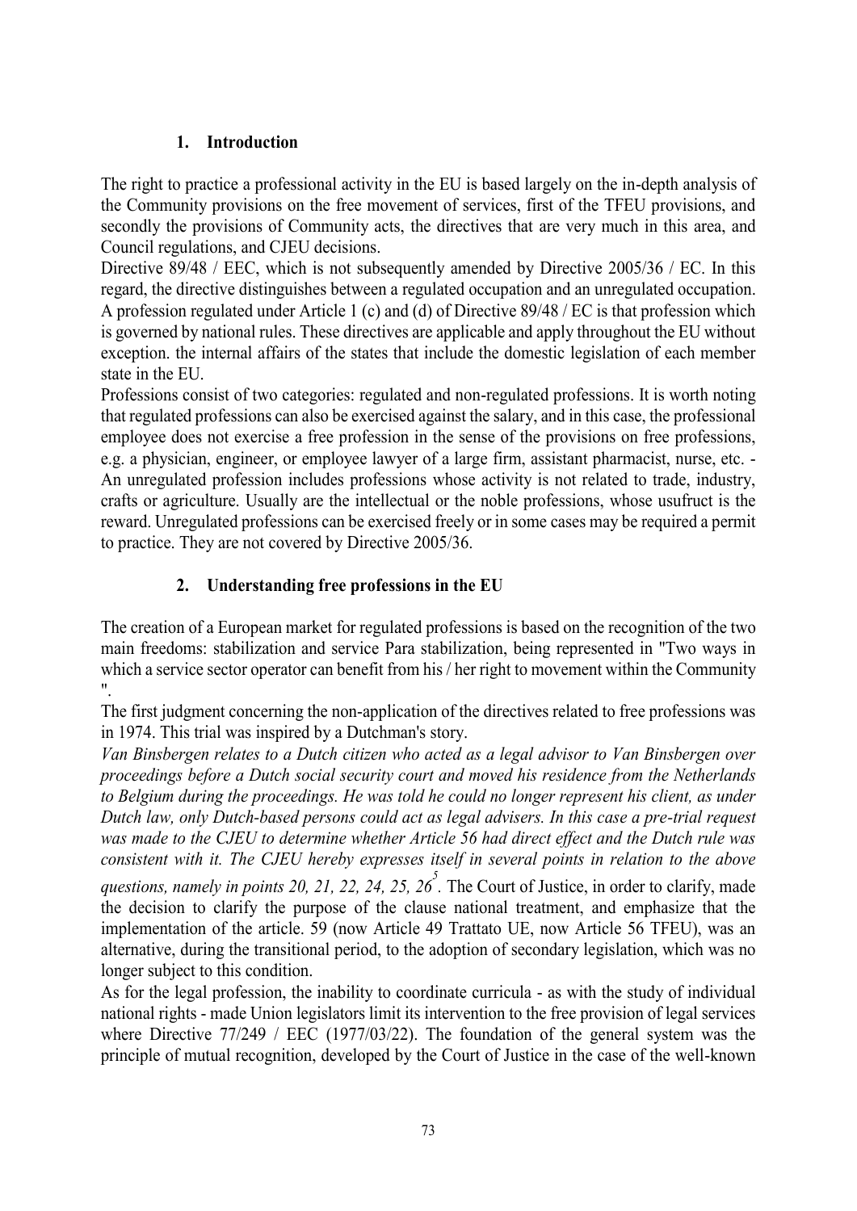## 1. Introduction

The right to practice a professional activity in the EU is based largely on the in-depth analysis of the Community provisions on the free movement of services, first of the TFEU provisions, and secondly the provisions of Community acts, the directives that are very much in this area, and Council regulations, and CJEU decisions.

Directive 89/48 / EEC, which is not subsequently amended by Directive 2005/36 / EC. In this regard, the directive distinguishes between a regulated occupation and an unregulated occupation. A profession regulated under Article 1 (c) and (d) of Directive 89/48 / EC is that profession which is governed by national rules. These directives are applicable and apply throughout the EU without exception. the internal affairs of the states that include the domestic legislation of each member state in the EU.

Professions consist of two categories: regulated and non-regulated professions. It is worth noting that regulated professions can also be exercised against the salary, and in this case, the professional employee does not exercise a free profession in the sense of the provisions on free professions, e.g. a physician, engineer, or employee lawyer of a large firm, assistant pharmacist, nurse, etc. - An unregulated profession includes professions whose activity is not related to trade, industry, crafts or agriculture. Usually are the intellectual or the noble professions, whose usufruct is the reward. Unregulated professions can be exercised freely or in some cases may be required a permit to practice. They are not covered by Directive 2005/36.

## 2. Understanding free professions in the EU

The creation of a European market for regulated professions is based on the recognition of the two main freedoms: stabilization and service Para stabilization, being represented in "Two ways in which a service sector operator can benefit from his / her right to movement within the Community ".

The first judgment concerning the non-application of the directives related to free professions was in 1974. This trial was inspired by a Dutchman's story.

*Van Binsbergen relates to a Dutch citizen who acted as a legal advisor to Van Binsbergen over proceedings before a Dutch social security court and moved his residence from the Netherlands to Belgium during the proceedings. He was told he could no longer represent his client, as under Dutch law, only Dutch-based persons could act as legal advisers. In this case a pre-trial request was made to the CJEU to determine whether Article 56 had direct effect and the Dutch rule was consistent with it. The CJEU hereby expresses itself in several points in relation to the above questions, namely in points 20, 21, 22, 24, 25, 26*[5]. The Court of Justice, in order to clarify, made the decision to clarify the purpose of the clause national treatment, and emphasize that the implementation of the article. 59 (now Article 49 Trattato UE, now Article 56 TFEU), was an alternative, during the transitional period, to the adoption of secondary legislation, which was no longer subject to this condition.

As for the legal profession, the inability to coordinate curricula - as with the study of individual national rights - made Union legislators limit its intervention to the free provision of legal services where Directive 77/249 / EEC (1977/03/22). The foundation of the general system was the principle of mutual recognition, developed by the Court of Justice in the case of the well-known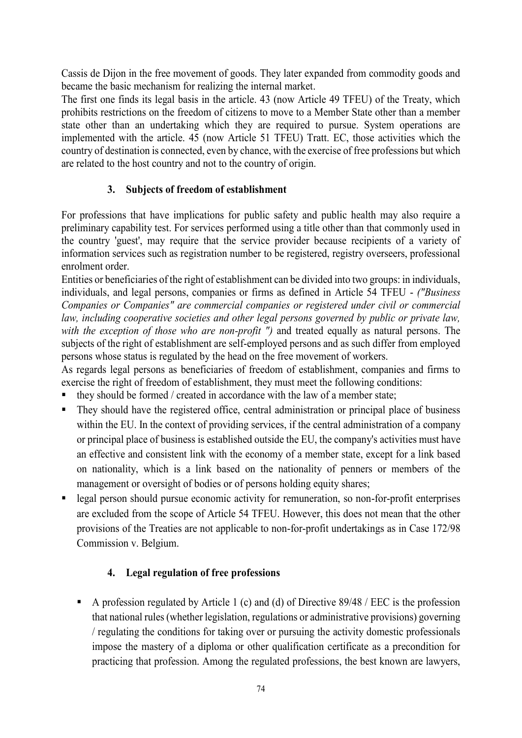Cassis de Dijon in the free movement of goods. They later expanded from commodity goods and became the basic mechanism for realizing the internal market.

The first one finds its legal basis in the article. 43 (now Article 49 TFEU) of the Treaty, which prohibits restrictions on the freedom of citizens to move to a Member State other than a member state other than an undertaking which they are required to pursue. System operations are implemented with the article. 45 (now Article 51 TFEU) Tratt. EC, those activities which the country of destination is connected, even by chance, with the exercise of free professions but which are related to the host country and not to the country of origin.

### 3. Subjects of freedom of establishment

For professions that have implications for public safety and public health may also require a preliminary capability test. For services performed using a title other than that commonly used in the country 'guest', may require that the service provider because recipients of a variety of information services such as registration number to be registered, registry overseers, professional enrolment order.

Entities or beneficiaries of the right of establishment can be divided into two groups: in individuals, individuals, and legal persons, companies or firms as defined in Article 54 TFEU - *("Business Companies or Companies" are commercial companies or registered under civil or commercial law, including cooperative societies and other legal persons governed by public or private law, with the exception of those who are non-profit ")* and treated equally as natural persons. The subjects of the right of establishment are self-employed persons and as such differ from employed persons whose status is regulated by the head on the free movement of workers.

As regards legal persons as beneficiaries of freedom of establishment, companies and firms to exercise the right of freedom of establishment, they must meet the following conditions:

- they should be formed / created in accordance with the law of a member state;
- They should have the registered office, central administration or principal place of business within the EU. In the context of providing services, if the central administration of a company or principal place of business is established outside the EU, the company's activities must have an effective and consistent link with the economy of a member state, except for a link based on nationality, which is a link based on the nationality of penners or members of the management or oversight of bodies or of persons holding equity shares;
- legal person should pursue economic activity for remuneration, so non-for-profit enterprises are excluded from the scope of Article 54 TFEU. However, this does not mean that the other provisions of the Treaties are not applicable to non-for-profit undertakings as in Case 172/98 Commission v. Belgium.

### 4. Legal regulation of free professions

- A profession regulated by Article 1 (c) and (d) of Directive 89/48 / EEC is the profession that national rules (whether legislation, regulations or administrative provisions) governing / regulating the conditions for taking over or pursuing the activity domestic professionals impose the mastery of a diploma or other qualification certificate as a precondition for practicing that profession. Among the regulated professions, the best known are lawyers,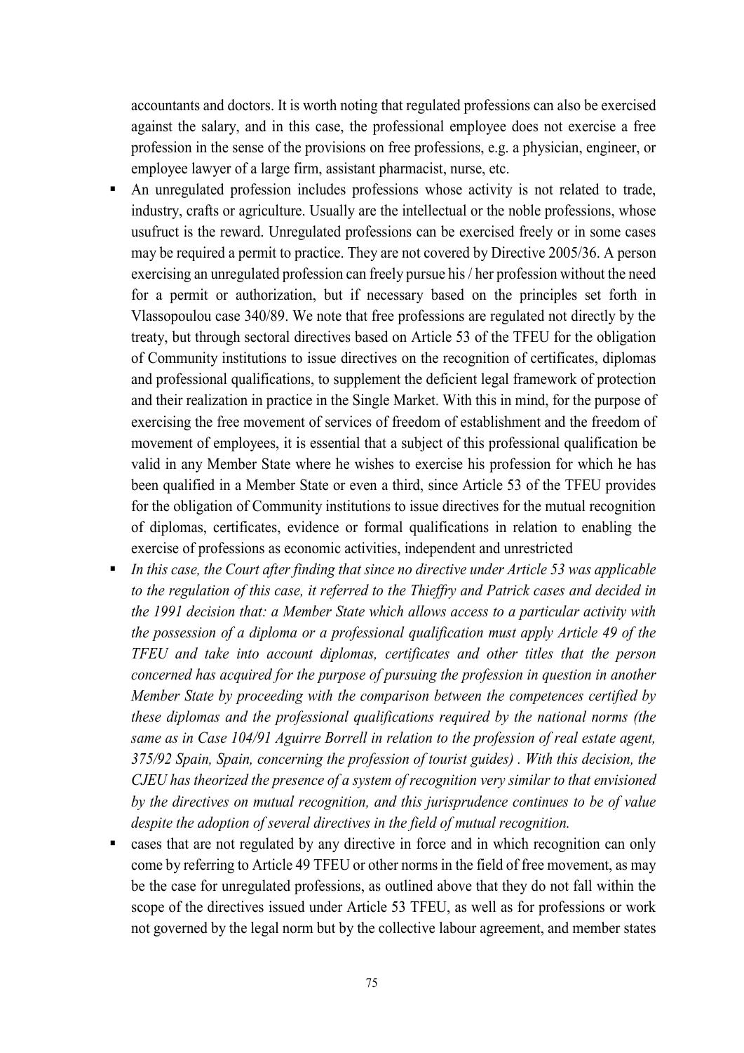accountants and doctors. It is worth noting that regulated professions can also be exercised against the salary, and in this case, the professional employee does not exercise a free profession in the sense of the provisions on free professions, e.g. a physician, engineer, or employee lawyer of a large firm, assistant pharmacist, nurse, etc.

- An unregulated profession includes professions whose activity is not related to trade, industry, crafts or agriculture. Usually are the intellectual or the noble professions, whose usufruct is the reward. Unregulated professions can be exercised freely or in some cases may be required a permit to practice. They are not covered by Directive 2005/36. A person exercising an unregulated profession can freely pursue his / her profession without the need for a permit or authorization, but if necessary based on the principles set forth in Vlassopoulou case 340/89. We note that free professions are regulated not directly by the treaty, but through sectoral directives based on Article 53 of the TFEU for the obligation of Community institutions to issue directives on the recognition of certificates, diplomas and professional qualifications, to supplement the deficient legal framework of protection and their realization in practice in the Single Market. With this in mind, for the purpose of exercising the free movement of services of freedom of establishment and the freedom of movement of employees, it is essential that a subject of this professional qualification be valid in any Member State where he wishes to exercise his profession for which he has been qualified in a Member State or even a third, since Article 53 of the TFEU provides for the obligation of Community institutions to issue directives for the mutual recognition of diplomas, certificates, evidence or formal qualifications in relation to enabling the exercise of professions as economic activities, independent and unrestricted
- *In this case, the Court after finding that since no directive under Article 53 was applicable to the regulation of this case, it referred to the Thieffry and Patrick cases and decided in the 1991 decision that: a Member State which allows access to a particular activity with the possession of a diploma or a professional qualification must apply Article 49 of the TFEU and take into account diplomas, certificates and other titles that the person concerned has acquired for the purpose of pursuing the profession in question in another Member State by proceeding with the comparison between the competences certified by these diplomas and the professional qualifications required by the national norms (the same as in Case 104/91 Aguirre Borrell in relation to the profession of real estate agent, 375/92 Spain, Spain, concerning the profession of tourist guides) . With this decision, the CJEU has theorized the presence of a system of recognition very similar to that envisioned by the directives on mutual recognition, and this jurisprudence continues to be of value despite the adoption of several directives in the field of mutual recognition.*
- cases that are not regulated by any directive in force and in which recognition can only come by referring to Article 49 TFEU or other norms in the field of free movement, as may be the case for unregulated professions, as outlined above that they do not fall within the scope of the directives issued under Article 53 TFEU, as well as for professions or work not governed by the legal norm but by the collective labour agreement, and member states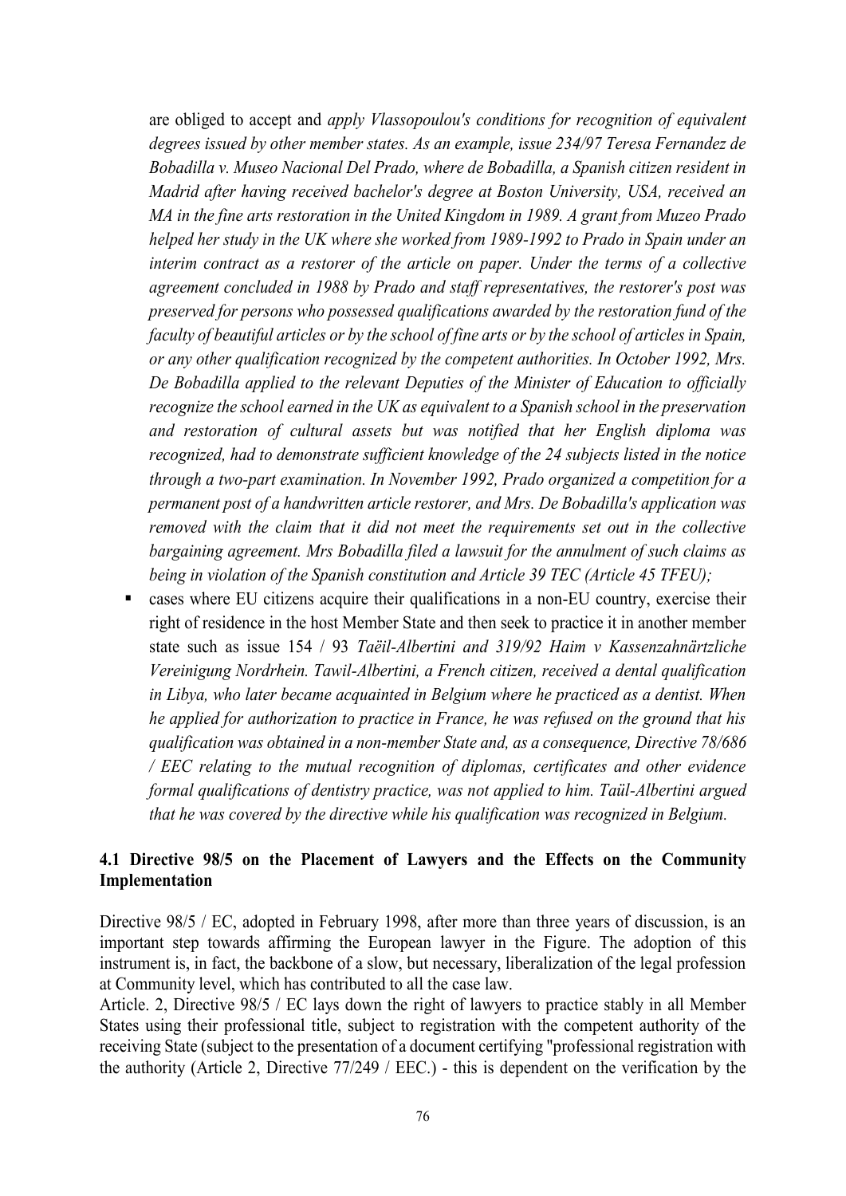are obliged to accept and *apply Vlassopoulou's conditions for recognition of equivalent degrees issued by other member states. As an example, issue 234/97 Teresa Fernandez de Bobadilla v. Museo Nacional Del Prado, where de Bobadilla, a Spanish citizen resident in Madrid after having received bachelor's degree at Boston University, USA, received an MA in the fine arts restoration in the United Kingdom in 1989. A grant from Muzeo Prado helped her study in the UK where she worked from 1989-1992 to Prado in Spain under an interim contract as a restorer of the article on paper. Under the terms of a collective agreement concluded in 1988 by Prado and staff representatives, the restorer's post was preserved for persons who possessed qualifications awarded by the restoration fund of the faculty of beautiful articles or by the school of fine arts or by the school of articles in Spain, or any other qualification recognized by the competent authorities. In October 1992, Mrs. De Bobadilla applied to the relevant Deputies of the Minister of Education to officially recognize the school earned in the UK as equivalent to a Spanish school in the preservation and restoration of cultural assets but was notified that her English diploma was recognized, had to demonstrate sufficient knowledge of the 24 subjects listed in the notice through a two-part examination. In November 1992, Prado organized a competition for a permanent post of a handwritten article restorer, and Mrs. De Bobadilla's application was removed with the claim that it did not meet the requirements set out in the collective bargaining agreement. Mrs Bobadilla filed a lawsuit for the annulment of such claims as being in violation of the Spanish constitution and Article 39 TEC (Article 45 TFEU);*

- cases where EU citizens acquire their qualifications in a non-EU country, exercise their right of residence in the host Member State and then seek to practice it in another member state such as issue 154 / 93 *Taëil-Albertini and 319/92 Haim v Kassenzahnärtzliche Vereinigung Nordrhein. Tawil-Albertini, a French citizen, received a dental qualification in Libya, who later became acquainted in Belgium where he practiced as a dentist. When he applied for authorization to practice in France, he was refused on the ground that his qualification was obtained in a non-member State and, as a consequence, Directive 78/686 / EEC relating to the mutual recognition of diplomas, certificates and other evidence formal qualifications of dentistry practice, was not applied to him. Taül-Albertini argued that he was covered by the directive while his qualification was recognized in Belgium.*

### 4.1 Directive 98/5 on the Placement of Lawyers and the Effects on the Community Implementation

Directive 98/5 / EC, adopted in February 1998, after more than three years of discussion, is an important step towards affirming the European lawyer in the Figure. The adoption of this instrument is, in fact, the backbone of a slow, but necessary, liberalization of the legal profession at Community level, which has contributed to all the case law.

Article. 2, Directive 98/5 / EC lays down the right of lawyers to practice stably in all Member States using their professional title, subject to registration with the competent authority of the receiving State (subject to the presentation of a document certifying "professional registration with the authority (Article 2, Directive 77/249 / EEC.) - this is dependent on the verification by the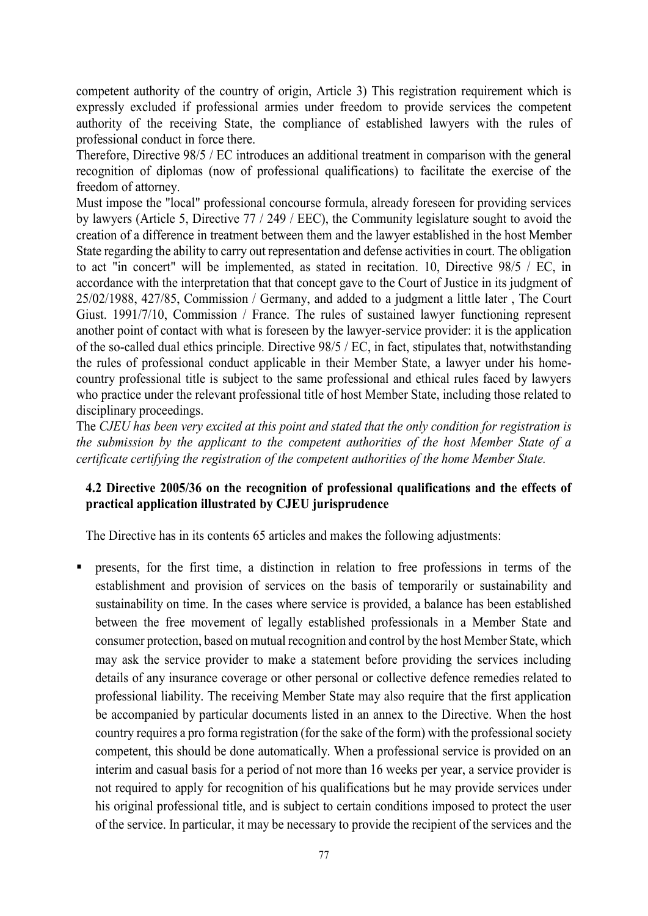competent authority of the country of origin, Article 3) This registration requirement which is expressly excluded if professional armies under freedom to provide services the competent authority of the receiving State, the compliance of established lawyers with the rules of professional conduct in force there.

Therefore, Directive 98/5 / EC introduces an additional treatment in comparison with the general recognition of diplomas (now of professional qualifications) to facilitate the exercise of the freedom of attorney.

Must impose the "local" professional concourse formula, already foreseen for providing services by lawyers (Article 5, Directive 77 / 249 / EEC), the Community legislature sought to avoid the creation of a difference in treatment between them and the lawyer established in the host Member State regarding the ability to carry out representation and defense activities in court. The obligation to act "in concert" will be implemented, as stated in recitation. 10, Directive 98/5 / EC, in accordance with the interpretation that that concept gave to the Court of Justice in its judgment of 25/02/1988, 427/85, Commission / Germany, and added to a judgment a little later , The Court Giust. 1991/7/10, Commission / France. The rules of sustained lawyer functioning represent another point of contact with what is foreseen by the lawyer-service provider: it is the application of the so-called dual ethics principle. Directive 98/5 / EC, in fact, stipulates that, notwithstanding the rules of professional conduct applicable in their Member State, a lawyer under his home-country professional title is subject to the same professional and ethical rules faced by lawyers who practice under the relevant professional title of host Member State, including those related to disciplinary proceedings.

The *CJEU has been very excited at this point and stated that the only condition for registration is the submission by the applicant to the competent authorities of the host Member State of a certificate certifying the registration of the competent authorities of the home Member State.*

### 4.2 Directive 2005/36 on the recognition of professional qualifications and the effects of practical application illustrated by CJEU jurisprudence

The Directive has in its contents 65 articles and makes the following adjustments:

- presents, for the first time, a distinction in relation to free professions in terms of the establishment and provision of services on the basis of temporarily or sustainability and sustainability on time. In the cases where service is provided, a balance has been established between the free movement of legally established professionals in a Member State and consumer protection, based on mutual recognition and control by the host Member State, which may ask the service provider to make a statement before providing the services including details of any insurance coverage or other personal or collective defence remedies related to professional liability. The receiving Member State may also require that the first application be accompanied by particular documents listed in an annex to the Directive. When the host country requires a pro forma registration (for the sake of the form) with the professional society competent, this should be done automatically. When a professional service is provided on an interim and casual basis for a period of not more than 16 weeks per year, a service provider is not required to apply for recognition of his qualifications but he may provide services under his original professional title, and is subject to certain conditions imposed to protect the user of the service. In particular, it may be necessary to provide the recipient of the services and the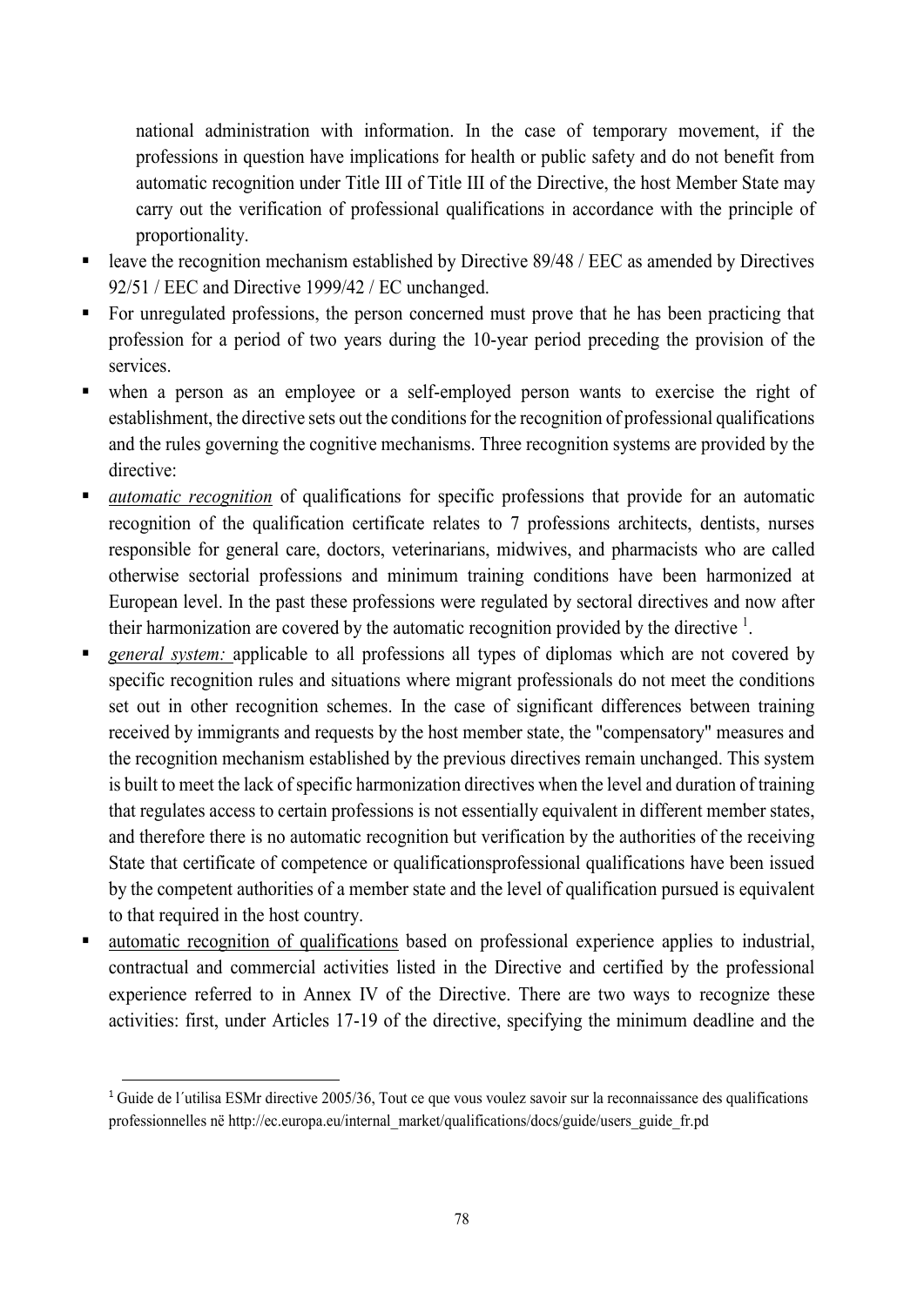national administration with information. In the case of temporary movement, if the professions in question have implications for health or public safety and do not benefit from automatic recognition under Title III of Title III of the Directive, the host Member State may carry out the verification of professional qualifications in accordance with the principle of proportionality.

- leave the recognition mechanism established by Directive 89/48 / EEC as amended by Directives 92/51 / EEC and Directive 1999/42 / EC unchanged.
- For unregulated professions, the person concerned must prove that he has been practicing that profession for a period of two years during the 10-year period preceding the provision of the services.
- when a person as an employee or a self-employed person wants to exercise the right of establishment, the directive sets out the conditions for the recognition of professional qualifications and the rules governing the cognitive mechanisms. Three recognition systems are provided by the directive:
- *automatic recognition* of qualifications for specific professions that provide for an automatic recognition of the qualification certificate relates to 7 professions architects, dentists, nurses responsible for general care, doctors, veterinarians, midwives, and pharmacists who are called otherwise sectorial professions and minimum training conditions have been harmonized at European level. In the past these professions were regulated by sectoral directives and now after their harmonization are covered by the automatic recognition provided by the directive [1].
- *general system:* applicable to all professions all types of diplomas which are not covered by specific recognition rules and situations where migrant professionals do not meet the conditions set out in other recognition schemes. In the case of significant differences between training received by immigrants and requests by the host member state, the "compensatory" measures and the recognition mechanism established by the previous directives remain unchanged. This system is built to meet the lack of specific harmonization directives when the level and duration of training that regulates access to certain professions is not essentially equivalent in different member states, and therefore there is no automatic recognition but verification by the authorities of the receiving State that certificate of competence or qualificationsprofessional qualifications have been issued by the competent authorities of a member state and the level of qualification pursued is equivalent to that required in the host country.
- automatic recognition of qualifications based on professional experience applies to industrial, contractual and commercial activities listed in the Directive and certified by the professional experience referred to in Annex IV of the Directive. There are two ways to recognize these activities: first, under Articles 17-19 of the directive, specifying the minimum deadline and the

[1] Guide de l´utilisa ESMr directive 2005/36, Tout ce que vous voulez savoir sur la reconnaissance des qualifications professionnelles në http://ec.europa.eu/internal_market/qualifications/docs/guide/users_guide_fr.pd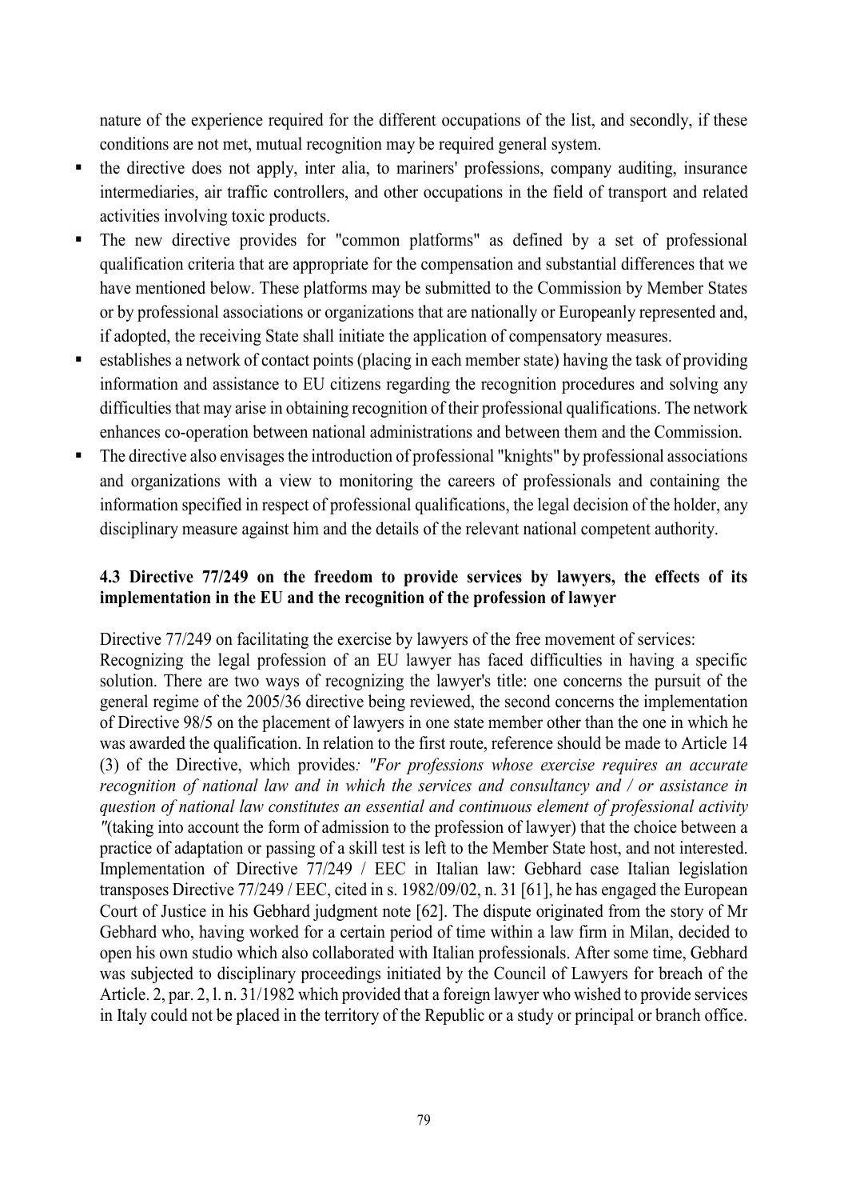nature of the experience required for the different occupations of the list, and secondly, if these conditions are not met, mutual recognition may be required general system.

- the directive does not apply, inter alia, to mariners' professions, company auditing, insurance intermediaries, air traffic controllers, and other occupations in the field of transport and related activities involving toxic products.
- The new directive provides for "common platforms" as defined by a set of professional qualification criteria that are appropriate for the compensation and substantial differences that we have mentioned below. These platforms may be submitted to the Commission by Member States or by professional associations or organizations that are nationally or Europeanly represented and, if adopted, the receiving State shall initiate the application of compensatory measures.
- establishes a network of contact points (placing in each member state) having the task of providing information and assistance to EU citizens regarding the recognition procedures and solving any difficulties that may arise in obtaining recognition of their professional qualifications. The network enhances co-operation between national administrations and between them and the Commission.
- The directive also envisages the introduction of professional "knights" by professional associations and organizations with a view to monitoring the careers of professionals and containing the information specified in respect of professional qualifications, the legal decision of the holder, any disciplinary measure against him and the details of the relevant national competent authority.

### 4.3 Directive 77/249 on the freedom to provide services by lawyers, the effects of its implementation in the EU and the recognition of the profession of lawyer

Directive 77/249 on facilitating the exercise by lawyers of the free movement of services:
Recognizing the legal profession of an EU lawyer has faced difficulties in having a specific solution. There are two ways of recognizing the lawyer's title: one concerns the pursuit of the general regime of the 2005/36 directive being reviewed, the second concerns the implementation of Directive 98/5 on the placement of lawyers in one state member other than the one in which he was awarded the qualification. In relation to the first route, reference should be made to Article 14 (3) of the Directive, which provides*: "For professions whose exercise requires an accurate recognition of national law and in which the services and consultancy and / or assistance in question of national law constitutes an essential and continuous element of professional activity "*(taking into account the form of admission to the profession of lawyer) that the choice between a practice of adaptation or passing of a skill test is left to the Member State host, and not interested. Implementation of Directive 77/249 / EEC in Italian law: Gebhard case Italian legislation transposes Directive 77/249 / EEC, cited in s. 1982/09/02, n. 31 [61], he has engaged the European Court of Justice in his Gebhard judgment note [62]. The dispute originated from the story of Mr Gebhard who, having worked for a certain period of time within a law firm in Milan, decided to open his own studio which also collaborated with Italian professionals. After some time, Gebhard was subjected to disciplinary proceedings initiated by the Council of Lawyers for breach of the Article. 2, par. 2, l. n. 31/1982 which provided that a foreign lawyer who wished to provide services in Italy could not be placed in the territory of the Republic or a study or principal or branch office.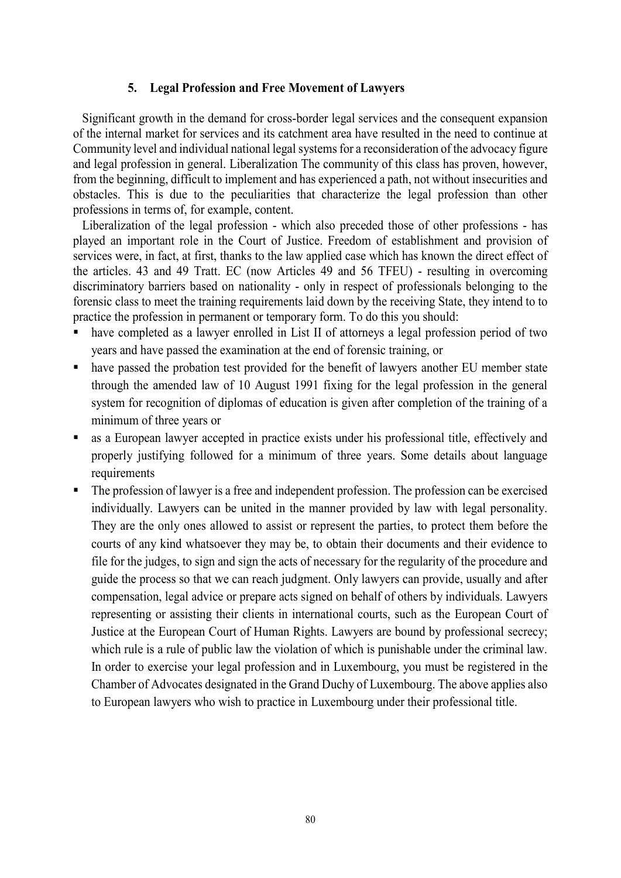### 5. Legal Profession and Free Movement of Lawyers

Significant growth in the demand for cross-border legal services and the consequent expansion of the internal market for services and its catchment area have resulted in the need to continue at Community level and individual national legal systems for a reconsideration of the advocacy figure and legal profession in general. Liberalization The community of this class has proven, however, from the beginning, difficult to implement and has experienced a path, not without insecurities and obstacles. This is due to the peculiarities that characterize the legal profession than other professions in terms of, for example, content.

Liberalization of the legal profession - which also preceded those of other professions - has played an important role in the Court of Justice. Freedom of establishment and provision of services were, in fact, at first, thanks to the law applied case which has known the direct effect of the articles. 43 and 49 Tratt. EC (now Articles 49 and 56 TFEU) - resulting in overcoming discriminatory barriers based on nationality - only in respect of professionals belonging to the forensic class to meet the training requirements laid down by the receiving State, they intend to to practice the profession in permanent or temporary form. To do this you should:

- have completed as a lawyer enrolled in List II of attorneys a legal profession period of two years and have passed the examination at the end of forensic training, or
- have passed the probation test provided for the benefit of lawyers another EU member state through the amended law of 10 August 1991 fixing for the legal profession in the general system for recognition of diplomas of education is given after completion of the training of a minimum of three years or
- as a European lawyer accepted in practice exists under his professional title, effectively and properly justifying followed for a minimum of three years. Some details about language requirements
- The profession of lawyer is a free and independent profession. The profession can be exercised individually. Lawyers can be united in the manner provided by law with legal personality. They are the only ones allowed to assist or represent the parties, to protect them before the courts of any kind whatsoever they may be, to obtain their documents and their evidence to file for the judges, to sign and sign the acts of necessary for the regularity of the procedure and guide the process so that we can reach judgment. Only lawyers can provide, usually and after compensation, legal advice or prepare acts signed on behalf of others by individuals. Lawyers representing or assisting their clients in international courts, such as the European Court of Justice at the European Court of Human Rights. Lawyers are bound by professional secrecy; which rule is a rule of public law the violation of which is punishable under the criminal law. In order to exercise your legal profession and in Luxembourg, you must be registered in the Chamber of Advocates designated in the Grand Duchy of Luxembourg. The above applies also to European lawyers who wish to practice in Luxembourg under their professional title.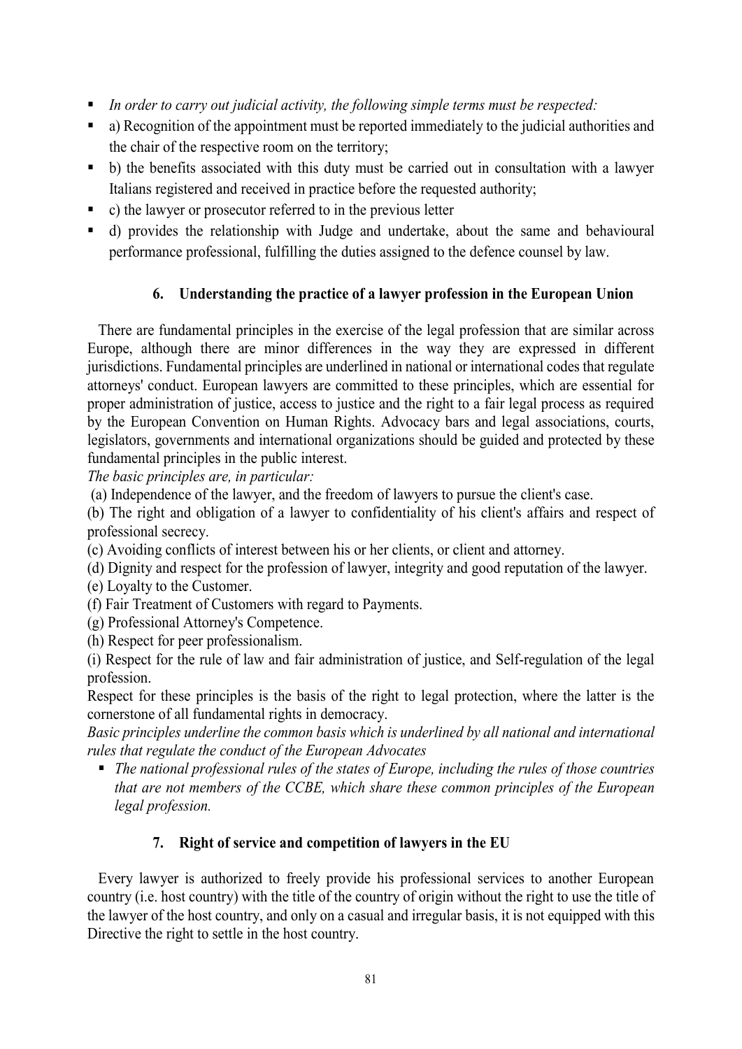- *In order to carry out judicial activity, the following simple terms must be respected:*
- a) Recognition of the appointment must be reported immediately to the judicial authorities and the chair of the respective room on the territory;
- b) the benefits associated with this duty must be carried out in consultation with a lawyer Italians registered and received in practice before the requested authority;
- c) the lawyer or prosecutor referred to in the previous letter
- d) provides the relationship with Judge and undertake, about the same and behavioural performance professional, fulfilling the duties assigned to the defence counsel by law.

## 6. Understanding the practice of a lawyer profession in the European Union

There are fundamental principles in the exercise of the legal profession that are similar across Europe, although there are minor differences in the way they are expressed in different jurisdictions. Fundamental principles are underlined in national or international codes that regulate attorneys' conduct. European lawyers are committed to these principles, which are essential for proper administration of justice, access to justice and the right to a fair legal process as required by the European Convention on Human Rights. Advocacy bars and legal associations, courts, legislators, governments and international organizations should be guided and protected by these fundamental principles in the public interest.

*The basic principles are, in particular:*

(a) Independence of the lawyer, and the freedom of lawyers to pursue the client's case.

(b) The right and obligation of a lawyer to confidentiality of his client's affairs and respect of professional secrecy.

(c) Avoiding conflicts of interest between his or her clients, or client and attorney.

(d) Dignity and respect for the profession of lawyer, integrity and good reputation of the lawyer.

(e) Loyalty to the Customer.

(f) Fair Treatment of Customers with regard to Payments.

(g) Professional Attorney's Competence.

(h) Respect for peer professionalism.

(i) Respect for the rule of law and fair administration of justice, and Self-regulation of the legal profession.

Respect for these principles is the basis of the right to legal protection, where the latter is the cornerstone of all fundamental rights in democracy.

*Basic principles underline the common basis which is underlined by all national and international rules that regulate the conduct of the European Advocates*

- *The national professional rules of the states of Europe, including the rules of those countries that are not members of the CCBE, which share these common principles of the European legal profession.*

## 7. Right of service and competition of lawyers in the EU

Every lawyer is authorized to freely provide his professional services to another European country (i.e. host country) with the title of the country of origin without the right to use the title of the lawyer of the host country, and only on a casual and irregular basis, it is not equipped with this Directive the right to settle in the host country.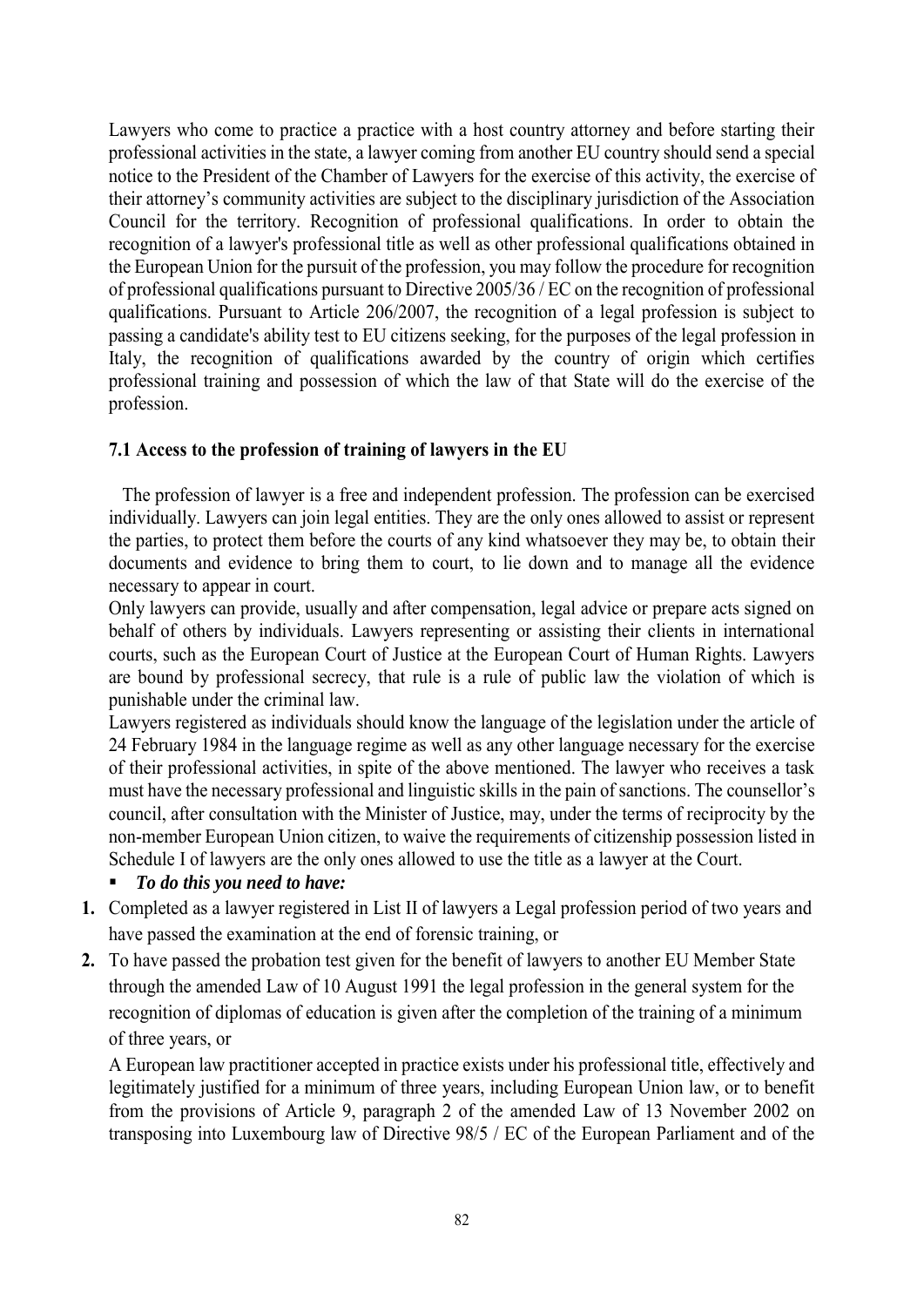Lawyers who come to practice a practice with a host country attorney and before starting their professional activities in the state, a lawyer coming from another EU country should send a special notice to the President of the Chamber of Lawyers for the exercise of this activity, the exercise of their attorney's community activities are subject to the disciplinary jurisdiction of the Association Council for the territory. Recognition of professional qualifications. In order to obtain the recognition of a lawyer's professional title as well as other professional qualifications obtained in the European Union for the pursuit of the profession, you may follow the procedure for recognition of professional qualifications pursuant to Directive 2005/36 / EC on the recognition of professional qualifications. Pursuant to Article 206/2007, the recognition of a legal profession is subject to passing a candidate's ability test to EU citizens seeking, for the purposes of the legal profession in Italy, the recognition of qualifications awarded by the country of origin which certifies professional training and possession of which the law of that State will do the exercise of the profession.

### 7.1 Access to the profession of training of lawyers in the EU

The profession of lawyer is a free and independent profession. The profession can be exercised individually. Lawyers can join legal entities. They are the only ones allowed to assist or represent the parties, to protect them before the courts of any kind whatsoever they may be, to obtain their documents and evidence to bring them to court, to lie down and to manage all the evidence necessary to appear in court.

Only lawyers can provide, usually and after compensation, legal advice or prepare acts signed on behalf of others by individuals. Lawyers representing or assisting their clients in international courts, such as the European Court of Justice at the European Court of Human Rights. Lawyers are bound by professional secrecy, that rule is a rule of public law the violation of which is punishable under the criminal law.

Lawyers registered as individuals should know the language of the legislation under the article of 24 February 1984 in the language regime as well as any other language necessary for the exercise of their professional activities, in spite of the above mentioned. The lawyer who receives a task must have the necessary professional and linguistic skills in the pain of sanctions. The counsellor's council, after consultation with the Minister of Justice, may, under the terms of reciprocity by the non-member European Union citizen, to waive the requirements of citizenship possession listed in Schedule I of lawyers are the only ones allowed to use the title as a lawyer at the Court.

- ***To do this you need to have:***

1. Completed as a lawyer registered in List II of lawyers a Legal profession period of two years and have passed the examination at the end of forensic training, or
2. To have passed the probation test given for the benefit of lawyers to another EU Member State through the amended Law of 10 August 1991 the legal profession in the general system for the recognition of diplomas of education is given after the completion of the training of a minimum of three years, or

   A European law practitioner accepted in practice exists under his professional title, effectively and legitimately justified for a minimum of three years, including European Union law, or to benefit from the provisions of Article 9, paragraph 2 of the amended Law of 13 November 2002 on transposing into Luxembourg law of Directive 98/5 / EC of the European Parliament and of the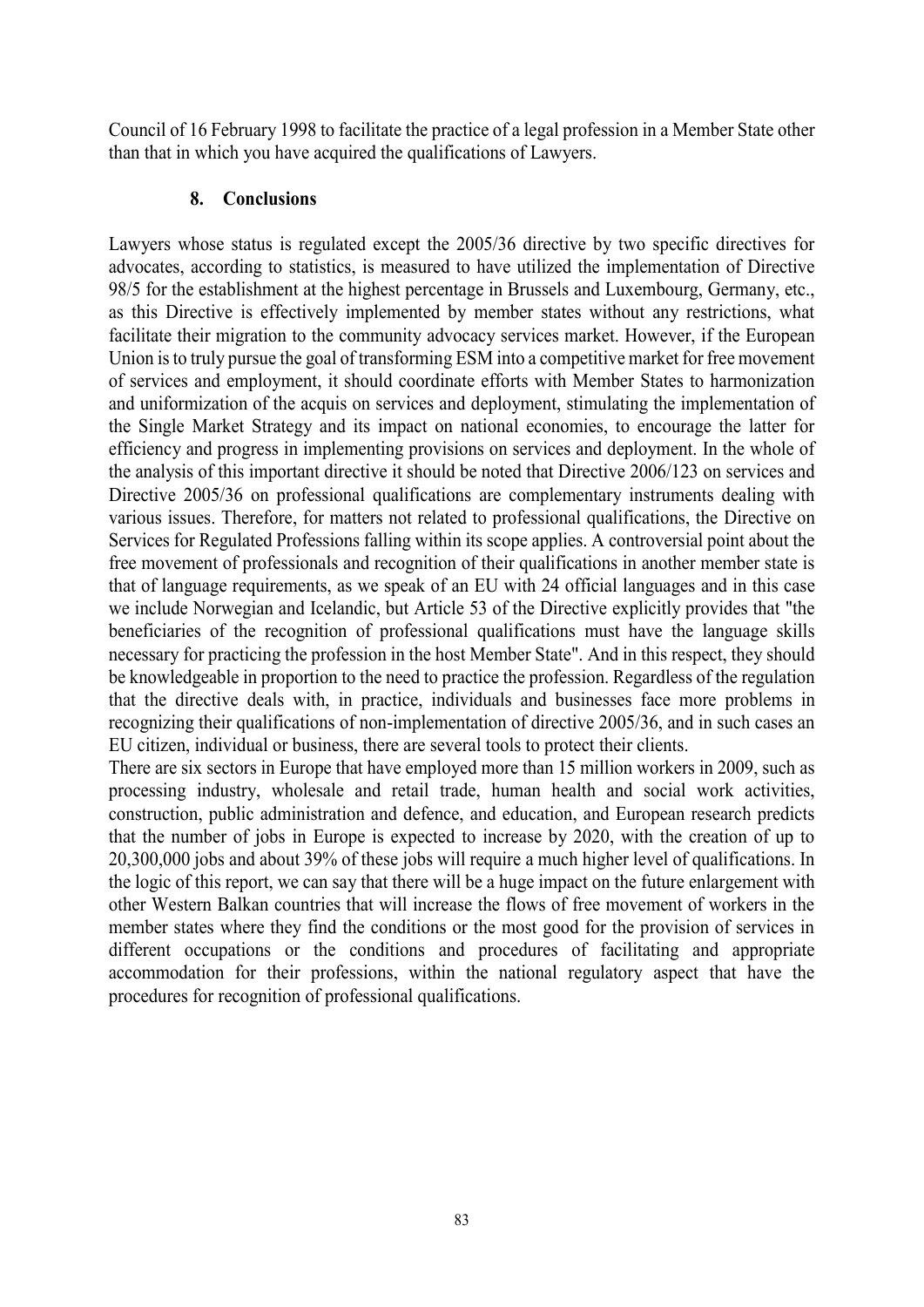Council of 16 February 1998 to facilitate the practice of a legal profession in a Member State other than that in which you have acquired the qualifications of Lawyers.

## 8. Conclusions

Lawyers whose status is regulated except the 2005/36 directive by two specific directives for advocates, according to statistics, is measured to have utilized the implementation of Directive 98/5 for the establishment at the highest percentage in Brussels and Luxembourg, Germany, etc., as this Directive is effectively implemented by member states without any restrictions, what facilitate their migration to the community advocacy services market. However, if the European Union is to truly pursue the goal of transforming ESM into a competitive market for free movement of services and employment, it should coordinate efforts with Member States to harmonization and uniformization of the acquis on services and deployment, stimulating the implementation of the Single Market Strategy and its impact on national economies, to encourage the latter for efficiency and progress in implementing provisions on services and deployment. In the whole of the analysis of this important directive it should be noted that Directive 2006/123 on services and Directive 2005/36 on professional qualifications are complementary instruments dealing with various issues. Therefore, for matters not related to professional qualifications, the Directive on Services for Regulated Professions falling within its scope applies. A controversial point about the free movement of professionals and recognition of their qualifications in another member state is that of language requirements, as we speak of an EU with 24 official languages and in this case we include Norwegian and Icelandic, but Article 53 of the Directive explicitly provides that "the beneficiaries of the recognition of professional qualifications must have the language skills necessary for practicing the profession in the host Member State". And in this respect, they should be knowledgeable in proportion to the need to practice the profession. Regardless of the regulation that the directive deals with, in practice, individuals and businesses face more problems in recognizing their qualifications of non-implementation of directive 2005/36, and in such cases an EU citizen, individual or business, there are several tools to protect their clients.

There are six sectors in Europe that have employed more than 15 million workers in 2009, such as processing industry, wholesale and retail trade, human health and social work activities, construction, public administration and defence, and education, and European research predicts that the number of jobs in Europe is expected to increase by 2020, with the creation of up to 20,300,000 jobs and about 39% of these jobs will require a much higher level of qualifications. In the logic of this report, we can say that there will be a huge impact on the future enlargement with other Western Balkan countries that will increase the flows of free movement of workers in the member states where they find the conditions or the most good for the provision of services in different occupations or the conditions and procedures of facilitating and appropriate accommodation for their professions, within the national regulatory aspect that have the procedures for recognition of professional qualifications.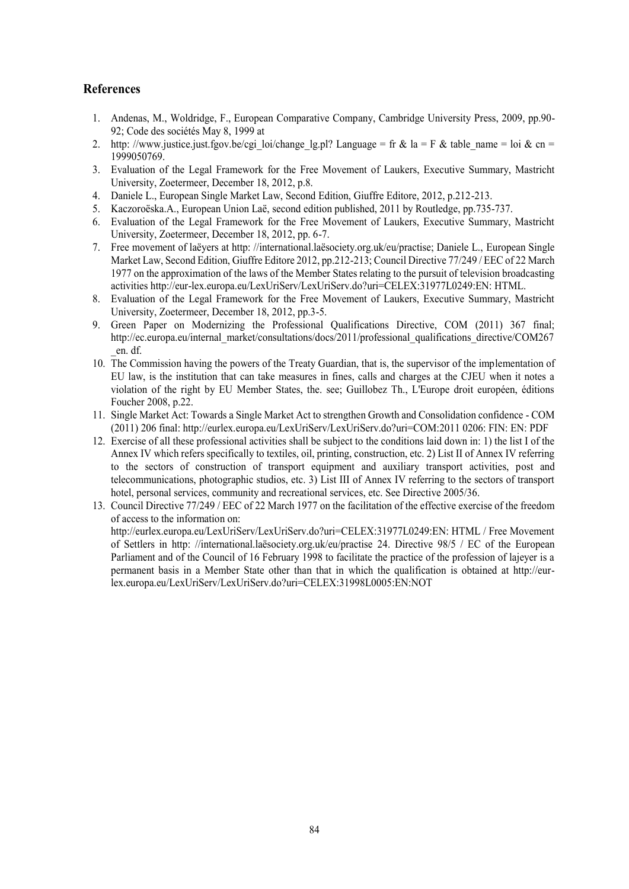## References

1. Andenas, M., Woldridge, F., European Comparative Company, Cambridge University Press, 2009, pp.90-92; Code des sociétés May 8, 1999 at
2. http: //www.justice.just.fgov.be/cgi_loi/change_lg.pl? Language = fr & la = F & table_name = loi & cn = 1999050769.
3. Evaluation of the Legal Framework for the Free Movement of Laukers, Executive Summary, Mastricht University, Zoetermeer, December 18, 2012, p.8.
4. Daniele L., European Single Market Law, Second Edition, Giuffre Editore, 2012, p.212-213.
5. Kaczoroëska.A., European Union Laë, second edition published, 2011 by Routledge, pp.735-737.
6. Evaluation of the Legal Framework for the Free Movement of Laukers, Executive Summary, Mastricht University, Zoetermeer, December 18, 2012, pp. 6-7.
7. Free movement of laëyers at http: //international.laësociety.org.uk/eu/practise; Daniele L., European Single Market Law, Second Edition, Giuffre Editore 2012, pp.212-213; Council Directive 77/249 / EEC of 22 March 1977 on the approximation of the laws of the Member States relating to the pursuit of television broadcasting activities http://eur-lex.europa.eu/LexUriServ/LexUriServ.do?uri=CELEX:31977L0249:EN: HTML.
8. Evaluation of the Legal Framework for the Free Movement of Laukers, Executive Summary, Mastricht University, Zoetermeer, December 18, 2012, pp.3-5.
9. Green Paper on Modernizing the Professional Qualifications Directive, COM (2011) 367 final; http://ec.europa.eu/internal_market/consultations/docs/2011/professional_qualifications_directive/COM267_en. df.
10. The Commission having the powers of the Treaty Guardian, that is, the supervisor of the implementation of EU law, is the institution that can take measures in fines, calls and charges at the CJEU when it notes a violation of the right by EU Member States, the. see; Guillobez Th., L'Europe droit européen, éditions Foucher 2008, p.22.
11. Single Market Act: Towards a Single Market Act to strengthen Growth and Consolidation confidence - COM (2011) 206 final: http://eurlex.europa.eu/LexUriServ/LexUriServ.do?uri=COM:2011 0206: FIN: EN: PDF
12. Exercise of all these professional activities shall be subject to the conditions laid down in: 1) the list I of the Annex IV which refers specifically to textiles, oil, printing, construction, etc. 2) List II of Annex IV referring to the sectors of construction of transport equipment and auxiliary transport activities, post and telecommunications, photographic studios, etc. 3) List III of Annex IV referring to the sectors of transport hotel, personal services, community and recreational services, etc. See Directive 2005/36.
13. Council Directive 77/249 / EEC of 22 March 1977 on the facilitation of the effective exercise of the freedom of access to the information on: http://eurlex.europa.eu/LexUriServ/LexUriServ.do?uri=CELEX:31977L0249:EN: HTML / Free Movement of Settlers in http: //international.laësociety.org.uk/eu/practise 24. Directive 98/5 / EC of the European Parliament and of the Council of 16 February 1998 to facilitate the practice of the profession of lajeyer is a permanent basis in a Member State other than that in which the qualification is obtained at http://eur-lex.europa.eu/LexUriServ/LexUriServ.do?uri=CELEX:31998L0005:EN:NOT